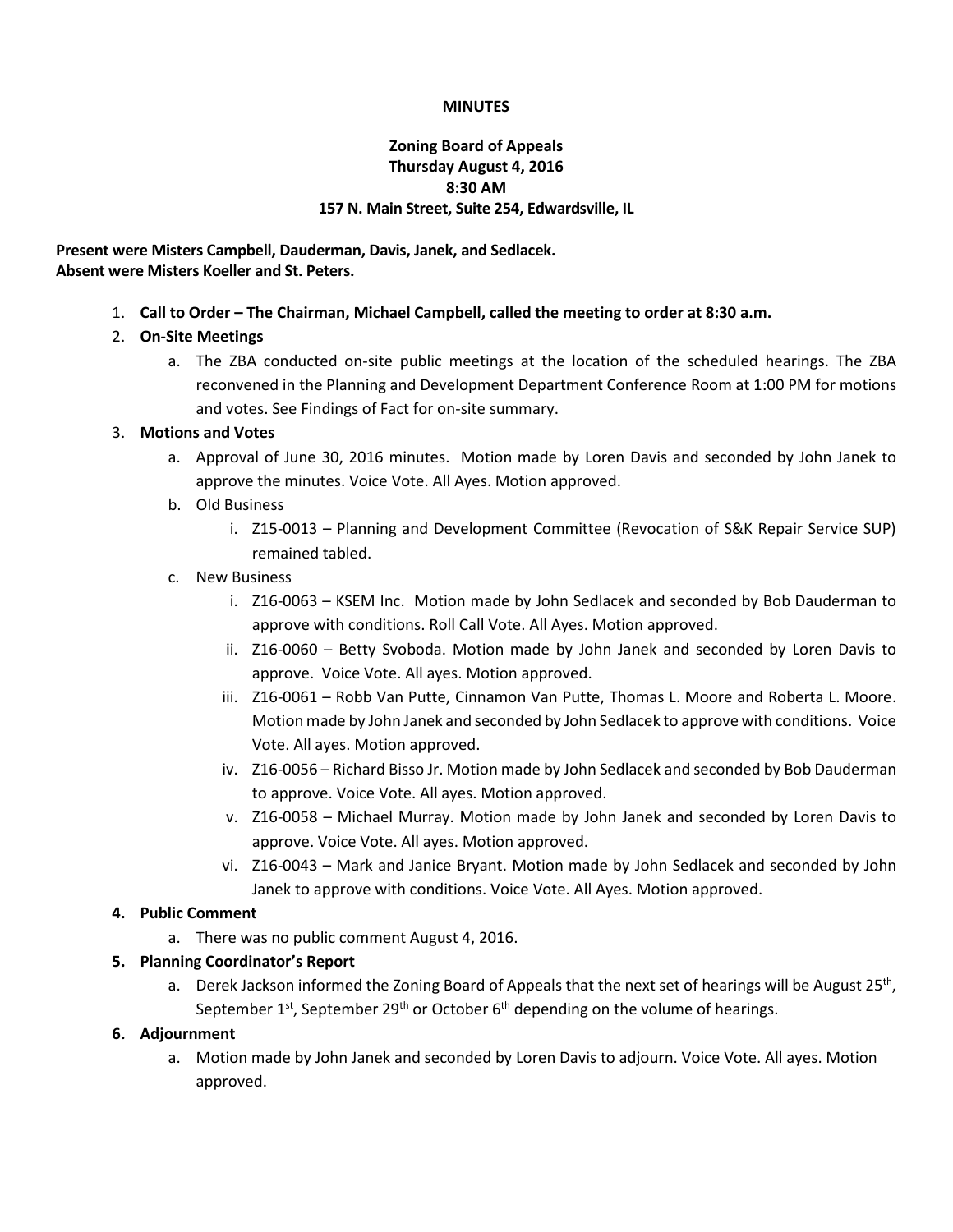# MINUTES

**Zoning Board of Appeals**
**Thursday August 4, 2016**
**8:30 AM**
**157 N. Main Street, Suite 254, Edwardsville, IL**

**Present were Misters Campbell, Dauderman, Davis, Janek, and Sedlacek.**
**Absent were Misters Koeller and St. Peters.**

1. **Call to Order – The Chairman, Michael Campbell, called the meeting to order at 8:30 a.m.**
2. **On-Site Meetings**
   a. The ZBA conducted on-site public meetings at the location of the scheduled hearings. The ZBA reconvened in the Planning and Development Department Conference Room at 1:00 PM for motions and votes. See Findings of Fact for on-site summary.
3. **Motions and Votes**
   a. Approval of June 30, 2016 minutes. Motion made by Loren Davis and seconded by John Janek to approve the minutes. Voice Vote. All Ayes. Motion approved.
   b. Old Business
      i. Z15-0013 – Planning and Development Committee (Revocation of S&K Repair Service SUP) remained tabled.
   c. New Business
      i. Z16-0063 – KSEM Inc. Motion made by John Sedlacek and seconded by Bob Dauderman to approve with conditions. Roll Call Vote. All Ayes. Motion approved.
      ii. Z16-0060 – Betty Svoboda. Motion made by John Janek and seconded by Loren Davis to approve. Voice Vote. All ayes. Motion approved.
      iii. Z16-0061 – Robb Van Putte, Cinnamon Van Putte, Thomas L. Moore and Roberta L. Moore. Motion made by John Janek and seconded by John Sedlacek to approve with conditions. Voice Vote. All ayes. Motion approved.
      iv. Z16-0056 – Richard Bisso Jr. Motion made by John Sedlacek and seconded by Bob Dauderman to approve. Voice Vote. All ayes. Motion approved.
      v. Z16-0058 – Michael Murray. Motion made by John Janek and seconded by Loren Davis to approve. Voice Vote. All ayes. Motion approved.
      vi. Z16-0043 – Mark and Janice Bryant. Motion made by John Sedlacek and seconded by John Janek to approve with conditions. Voice Vote. All Ayes. Motion approved.
4. **Public Comment**
   a. There was no public comment August 4, 2016.
5. **Planning Coordinator's Report**
   a. Derek Jackson informed the Zoning Board of Appeals that the next set of hearings will be August 25th, September 1st, September 29th or October 6th depending on the volume of hearings.
6. **Adjournment**
   a. Motion made by John Janek and seconded by Loren Davis to adjourn. Voice Vote. All ayes. Motion approved.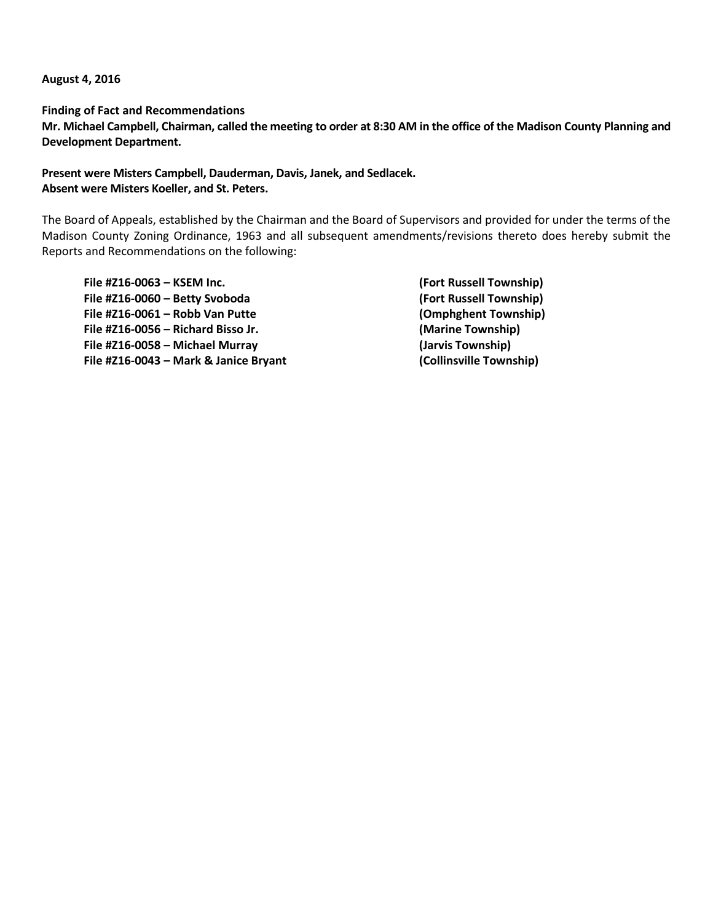**August 4, 2016**

**Finding of Fact and Recommendations**
**Mr. Michael Campbell, Chairman, called the meeting to order at 8:30 AM in the office of the Madison County Planning and Development Department.**

**Present were Misters Campbell, Dauderman, Davis, Janek, and Sedlacek.**
**Absent were Misters Koeller, and St. Peters.**

The Board of Appeals, established by the Chairman and the Board of Supervisors and provided for under the terms of the Madison County Zoning Ordinance, 1963 and all subsequent amendments/revisions thereto does hereby submit the Reports and Recommendations on the following:

**File #Z16-0063 – KSEM Inc. (Fort Russell Township)**
**File #Z16-0060 – Betty Svoboda (Fort Russell Township)**
**File #Z16-0061 – Robb Van Putte (Omphghent Township)**
**File #Z16-0056 – Richard Bisso Jr. (Marine Township)**
**File #Z16-0058 – Michael Murray (Jarvis Township)**
**File #Z16-0043 – Mark & Janice Bryant (Collinsville Township)**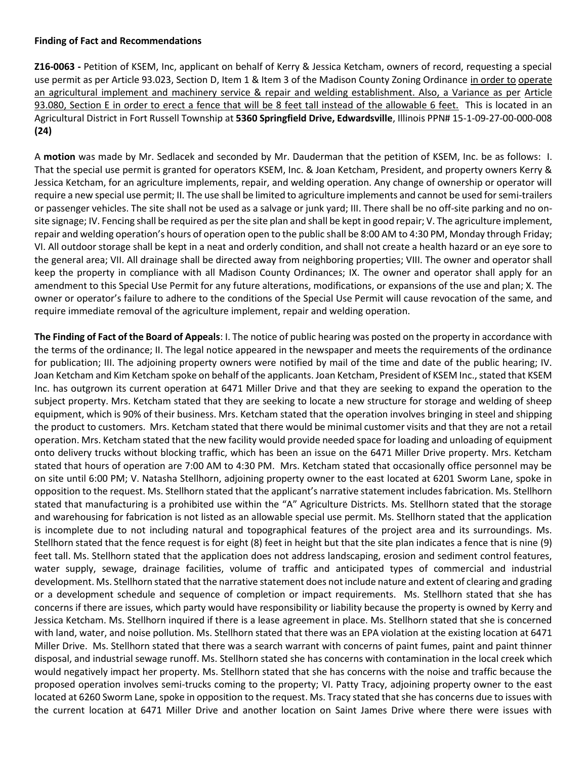**Finding of Fact and Recommendations**

**Z16-0063 -** Petition of KSEM, Inc, applicant on behalf of Kerry & Jessica Ketcham, owners of record, requesting a special use permit as per Article 93.023, Section D, Item 1 & Item 3 of the Madison County Zoning Ordinance in order to operate an agricultural implement and machinery service & repair and welding establishment. Also, a Variance as per Article 93.080, Section E in order to erect a fence that will be 8 feet tall instead of the allowable 6 feet. This is located in an Agricultural District in Fort Russell Township at **5360 Springfield Drive, Edwardsville**, Illinois PPN# 15-1-09-27-00-000-008 **(24)**

A **motion** was made by Mr. Sedlacek and seconded by Mr. Dauderman that the petition of KSEM, Inc. be as follows: I. That the special use permit is granted for operators KSEM, Inc. & Joan Ketcham, President, and property owners Kerry & Jessica Ketcham, for an agriculture implements, repair, and welding operation. Any change of ownership or operator will require a new special use permit; II. The use shall be limited to agriculture implements and cannot be used for semi-trailers or passenger vehicles. The site shall not be used as a salvage or junk yard; III. There shall be no off-site parking and no on-site signage; IV. Fencing shall be required as per the site plan and shall be kept in good repair; V. The agriculture implement, repair and welding operation's hours of operation open to the public shall be 8:00 AM to 4:30 PM, Monday through Friday; VI. All outdoor storage shall be kept in a neat and orderly condition, and shall not create a health hazard or an eye sore to the general area; VII. All drainage shall be directed away from neighboring properties; VIII. The owner and operator shall keep the property in compliance with all Madison County Ordinances; IX. The owner and operator shall apply for an amendment to this Special Use Permit for any future alterations, modifications, or expansions of the use and plan; X. The owner or operator's failure to adhere to the conditions of the Special Use Permit will cause revocation of the same, and require immediate removal of the agriculture implement, repair and welding operation.

**The Finding of Fact of the Board of Appeals**: I. The notice of public hearing was posted on the property in accordance with the terms of the ordinance; II. The legal notice appeared in the newspaper and meets the requirements of the ordinance for publication; III. The adjoining property owners were notified by mail of the time and date of the public hearing; IV. Joan Ketcham and Kim Ketcham spoke on behalf of the applicants. Joan Ketcham, President of KSEM Inc., stated that KSEM Inc. has outgrown its current operation at 6471 Miller Drive and that they are seeking to expand the operation to the subject property. Mrs. Ketcham stated that they are seeking to locate a new structure for storage and welding of sheep equipment, which is 90% of their business. Mrs. Ketcham stated that the operation involves bringing in steel and shipping the product to customers. Mrs. Ketcham stated that there would be minimal customer visits and that they are not a retail operation. Mrs. Ketcham stated that the new facility would provide needed space for loading and unloading of equipment onto delivery trucks without blocking traffic, which has been an issue on the 6471 Miller Drive property. Mrs. Ketcham stated that hours of operation are 7:00 AM to 4:30 PM. Mrs. Ketcham stated that occasionally office personnel may be on site until 6:00 PM; V. Natasha Stellhorn, adjoining property owner to the east located at 6201 Sworm Lane, spoke in opposition to the request. Ms. Stellhorn stated that the applicant's narrative statement includes fabrication. Ms. Stellhorn stated that manufacturing is a prohibited use within the "A" Agriculture Districts. Ms. Stellhorn stated that the storage and warehousing for fabrication is not listed as an allowable special use permit. Ms. Stellhorn stated that the application is incomplete due to not including natural and topographical features of the project area and its surroundings. Ms. Stellhorn stated that the fence request is for eight (8) feet in height but that the site plan indicates a fence that is nine (9) feet tall. Ms. Stellhorn stated that the application does not address landscaping, erosion and sediment control features, water supply, sewage, drainage facilities, volume of traffic and anticipated types of commercial and industrial development. Ms. Stellhorn stated that the narrative statement does not include nature and extent of clearing and grading or a development schedule and sequence of completion or impact requirements. Ms. Stellhorn stated that she has concerns if there are issues, which party would have responsibility or liability because the property is owned by Kerry and Jessica Ketcham. Ms. Stellhorn inquired if there is a lease agreement in place. Ms. Stellhorn stated that she is concerned with land, water, and noise pollution. Ms. Stellhorn stated that there was an EPA violation at the existing location at 6471 Miller Drive. Ms. Stellhorn stated that there was a search warrant with concerns of paint fumes, paint and paint thinner disposal, and industrial sewage runoff. Ms. Stellhorn stated she has concerns with contamination in the local creek which would negatively impact her property. Ms. Stellhorn stated that she has concerns with the noise and traffic because the proposed operation involves semi-trucks coming to the property; VI. Patty Tracy, adjoining property owner to the east located at 6260 Sworm Lane, spoke in opposition to the request. Ms. Tracy stated that she has concerns due to issues with the current location at 6471 Miller Drive and another location on Saint James Drive where there were issues with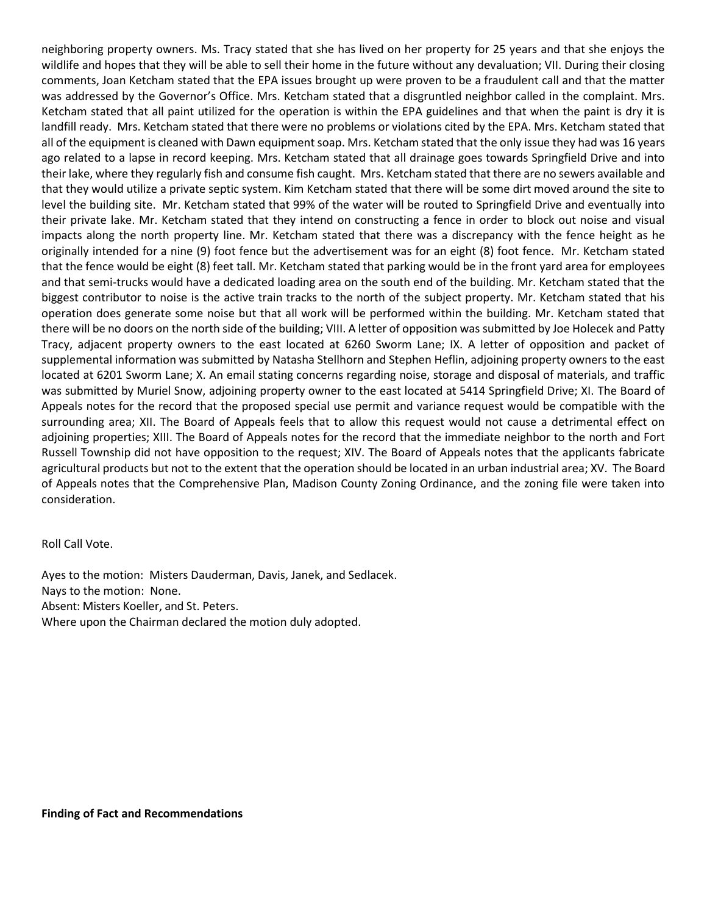neighboring property owners. Ms. Tracy stated that she has lived on her property for 25 years and that she enjoys the wildlife and hopes that they will be able to sell their home in the future without any devaluation; VII. During their closing comments, Joan Ketcham stated that the EPA issues brought up were proven to be a fraudulent call and that the matter was addressed by the Governor's Office. Mrs. Ketcham stated that a disgruntled neighbor called in the complaint. Mrs. Ketcham stated that all paint utilized for the operation is within the EPA guidelines and that when the paint is dry it is landfill ready. Mrs. Ketcham stated that there were no problems or violations cited by the EPA. Mrs. Ketcham stated that all of the equipment is cleaned with Dawn equipment soap. Mrs. Ketcham stated that the only issue they had was 16 years ago related to a lapse in record keeping. Mrs. Ketcham stated that all drainage goes towards Springfield Drive and into their lake, where they regularly fish and consume fish caught. Mrs. Ketcham stated that there are no sewers available and that they would utilize a private septic system. Kim Ketcham stated that there will be some dirt moved around the site to level the building site. Mr. Ketcham stated that 99% of the water will be routed to Springfield Drive and eventually into their private lake. Mr. Ketcham stated that they intend on constructing a fence in order to block out noise and visual impacts along the north property line. Mr. Ketcham stated that there was a discrepancy with the fence height as he originally intended for a nine (9) foot fence but the advertisement was for an eight (8) foot fence. Mr. Ketcham stated that the fence would be eight (8) feet tall. Mr. Ketcham stated that parking would be in the front yard area for employees and that semi-trucks would have a dedicated loading area on the south end of the building. Mr. Ketcham stated that the biggest contributor to noise is the active train tracks to the north of the subject property. Mr. Ketcham stated that his operation does generate some noise but that all work will be performed within the building. Mr. Ketcham stated that there will be no doors on the north side of the building; VIII. A letter of opposition was submitted by Joe Holecek and Patty Tracy, adjacent property owners to the east located at 6260 Sworm Lane; IX. A letter of opposition and packet of supplemental information was submitted by Natasha Stellhorn and Stephen Heflin, adjoining property owners to the east located at 6201 Sworm Lane; X. An email stating concerns regarding noise, storage and disposal of materials, and traffic was submitted by Muriel Snow, adjoining property owner to the east located at 5414 Springfield Drive; XI. The Board of Appeals notes for the record that the proposed special use permit and variance request would be compatible with the surrounding area; XII. The Board of Appeals feels that to allow this request would not cause a detrimental effect on adjoining properties; XIII. The Board of Appeals notes for the record that the immediate neighbor to the north and Fort Russell Township did not have opposition to the request; XIV. The Board of Appeals notes that the applicants fabricate agricultural products but not to the extent that the operation should be located in an urban industrial area; XV. The Board of Appeals notes that the Comprehensive Plan, Madison County Zoning Ordinance, and the zoning file were taken into consideration.

Roll Call Vote.

Ayes to the motion: Misters Dauderman, Davis, Janek, and Sedlacek.
Nays to the motion: None.
Absent: Misters Koeller, and St. Peters.
Where upon the Chairman declared the motion duly adopted.

**Finding of Fact and Recommendations**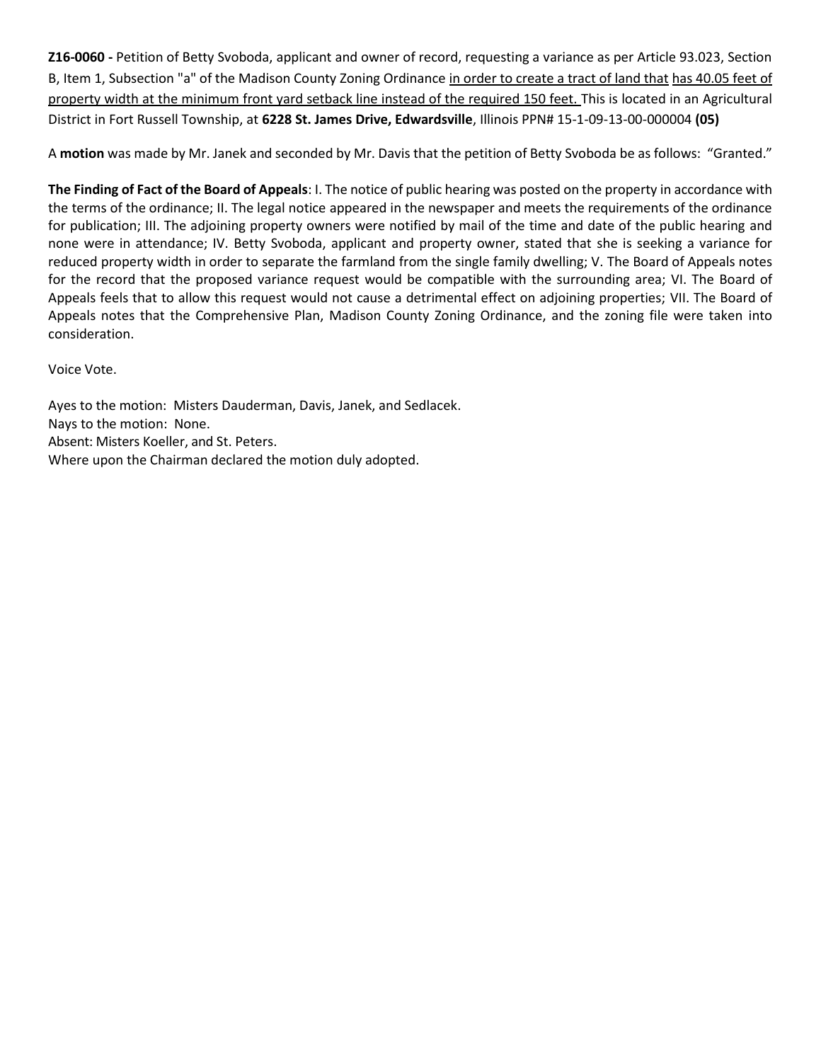**Z16-0060 -** Petition of Betty Svoboda, applicant and owner of record, requesting a variance as per Article 93.023, Section B, Item 1, Subsection "a" of the Madison County Zoning Ordinance <u>in order to create a tract of land that</u> <u>has 40.05 feet of property width at the minimum front yard setback line instead of the required 150 feet.</u> This is located in an Agricultural District in Fort Russell Township, at **6228 St. James Drive, Edwardsville**, Illinois PPN# 15-1-09-13-00-000004 **(05)**

A **motion** was made by Mr. Janek and seconded by Mr. Davis that the petition of Betty Svoboda be as follows: "Granted."

**The Finding of Fact of the Board of Appeals**: I. The notice of public hearing was posted on the property in accordance with the terms of the ordinance; II. The legal notice appeared in the newspaper and meets the requirements of the ordinance for publication; III. The adjoining property owners were notified by mail of the time and date of the public hearing and none were in attendance; IV. Betty Svoboda, applicant and property owner, stated that she is seeking a variance for reduced property width in order to separate the farmland from the single family dwelling; V. The Board of Appeals notes for the record that the proposed variance request would be compatible with the surrounding area; VI. The Board of Appeals feels that to allow this request would not cause a detrimental effect on adjoining properties; VII. The Board of Appeals notes that the Comprehensive Plan, Madison County Zoning Ordinance, and the zoning file were taken into consideration.

Voice Vote.

Ayes to the motion: Misters Dauderman, Davis, Janek, and Sedlacek.
Nays to the motion: None.
Absent: Misters Koeller, and St. Peters.
Where upon the Chairman declared the motion duly adopted.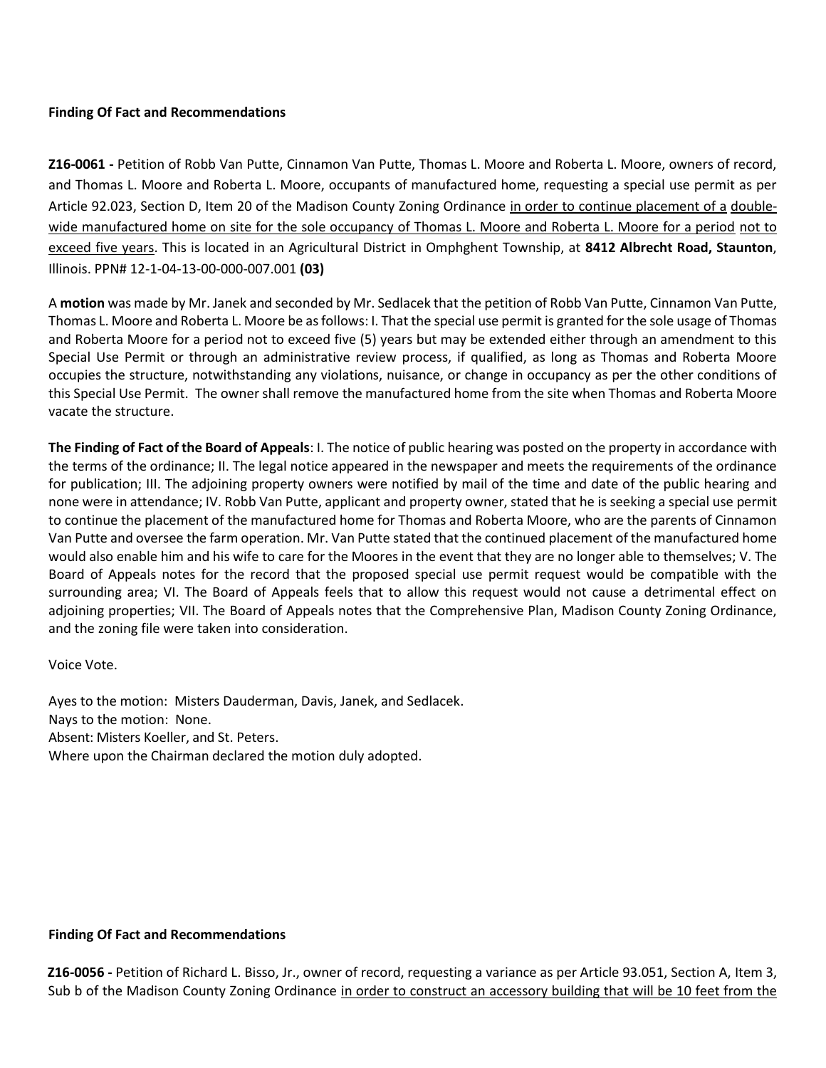**Finding Of Fact and Recommendations**

**Z16-0061 -** Petition of Robb Van Putte, Cinnamon Van Putte, Thomas L. Moore and Roberta L. Moore, owners of record, and Thomas L. Moore and Roberta L. Moore, occupants of manufactured home, requesting a special use permit as per Article 92.023, Section D, Item 20 of the Madison County Zoning Ordinance <u>in order to continue placement of a double-wide manufactured home on site for the sole occupancy of Thomas L. Moore and Roberta L. Moore for a period not to exceed five years</u>. This is located in an Agricultural District in Omphghent Township, at **8412 Albrecht Road, Staunton**, Illinois. PPN# 12-1-04-13-00-000-007.001 **(03)**

A **motion** was made by Mr. Janek and seconded by Mr. Sedlacek that the petition of Robb Van Putte, Cinnamon Van Putte, Thomas L. Moore and Roberta L. Moore be as follows: I. That the special use permit is granted for the sole usage of Thomas and Roberta Moore for a period not to exceed five (5) years but may be extended either through an amendment to this Special Use Permit or through an administrative review process, if qualified, as long as Thomas and Roberta Moore occupies the structure, notwithstanding any violations, nuisance, or change in occupancy as per the other conditions of this Special Use Permit. The owner shall remove the manufactured home from the site when Thomas and Roberta Moore vacate the structure.

**The Finding of Fact of the Board of Appeals**: I. The notice of public hearing was posted on the property in accordance with the terms of the ordinance; II. The legal notice appeared in the newspaper and meets the requirements of the ordinance for publication; III. The adjoining property owners were notified by mail of the time and date of the public hearing and none were in attendance; IV. Robb Van Putte, applicant and property owner, stated that he is seeking a special use permit to continue the placement of the manufactured home for Thomas and Roberta Moore, who are the parents of Cinnamon Van Putte and oversee the farm operation. Mr. Van Putte stated that the continued placement of the manufactured home would also enable him and his wife to care for the Moores in the event that they are no longer able to themselves; V. The Board of Appeals notes for the record that the proposed special use permit request would be compatible with the surrounding area; VI. The Board of Appeals feels that to allow this request would not cause a detrimental effect on adjoining properties; VII. The Board of Appeals notes that the Comprehensive Plan, Madison County Zoning Ordinance, and the zoning file were taken into consideration.

Voice Vote.

Ayes to the motion: Misters Dauderman, Davis, Janek, and Sedlacek.
Nays to the motion: None.
Absent: Misters Koeller, and St. Peters.
Where upon the Chairman declared the motion duly adopted.

**Finding Of Fact and Recommendations**

**Z16-0056 -** Petition of Richard L. Bisso, Jr., owner of record, requesting a variance as per Article 93.051, Section A, Item 3, Sub b of the Madison County Zoning Ordinance <u>in order to construct an accessory building that will be 10 feet from the</u>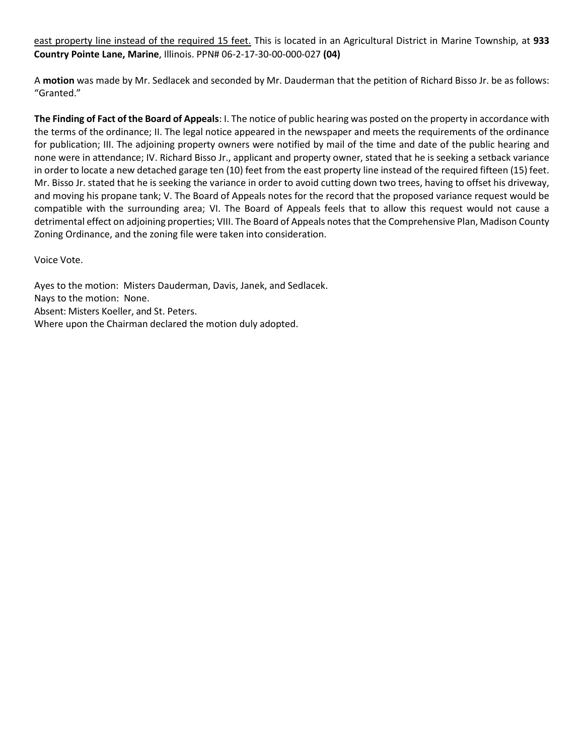<u>east property line instead of the required 15 feet.</u> This is located in an Agricultural District in Marine Township, at **933 Country Pointe Lane, Marine**, Illinois. PPN# 06-2-17-30-00-000-027 **(04)**

A **motion** was made by Mr. Sedlacek and seconded by Mr. Dauderman that the petition of Richard Bisso Jr. be as follows: "Granted."

**The Finding of Fact of the Board of Appeals**: I. The notice of public hearing was posted on the property in accordance with the terms of the ordinance; II. The legal notice appeared in the newspaper and meets the requirements of the ordinance for publication; III. The adjoining property owners were notified by mail of the time and date of the public hearing and none were in attendance; IV. Richard Bisso Jr., applicant and property owner, stated that he is seeking a setback variance in order to locate a new detached garage ten (10) feet from the east property line instead of the required fifteen (15) feet. Mr. Bisso Jr. stated that he is seeking the variance in order to avoid cutting down two trees, having to offset his driveway, and moving his propane tank; V. The Board of Appeals notes for the record that the proposed variance request would be compatible with the surrounding area; VI. The Board of Appeals feels that to allow this request would not cause a detrimental effect on adjoining properties; VIII. The Board of Appeals notes that the Comprehensive Plan, Madison County Zoning Ordinance, and the zoning file were taken into consideration.

Voice Vote.

Ayes to the motion: Misters Dauderman, Davis, Janek, and Sedlacek.
Nays to the motion: None.
Absent: Misters Koeller, and St. Peters.
Where upon the Chairman declared the motion duly adopted.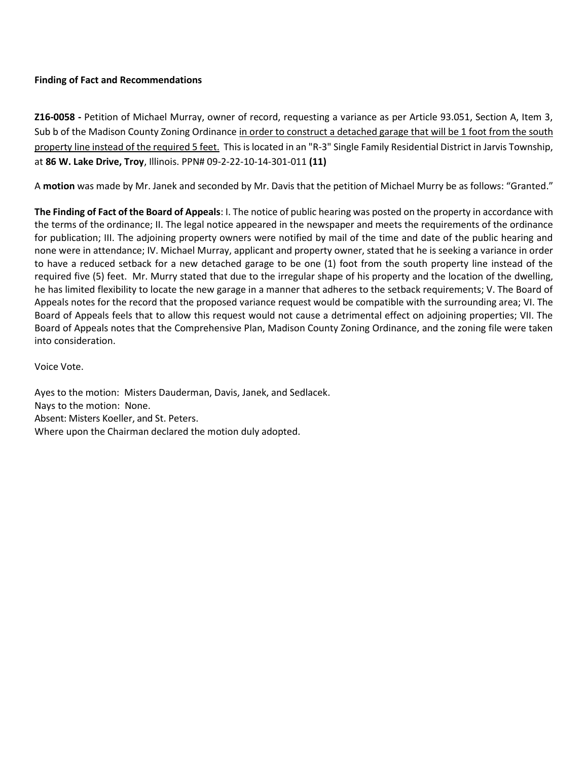**Finding of Fact and Recommendations**

**Z16-0058 -** Petition of Michael Murray, owner of record, requesting a variance as per Article 93.051, Section A, Item 3, Sub b of the Madison County Zoning Ordinance <u>in order to construct a detached garage that will be 1 foot from the south property line instead of the required 5 feet.</u> This is located in an "R-3" Single Family Residential District in Jarvis Township, at **86 W. Lake Drive, Troy**, Illinois. PPN# 09-2-22-10-14-301-011 **(11)**

A **motion** was made by Mr. Janek and seconded by Mr. Davis that the petition of Michael Murry be as follows: "Granted."

**The Finding of Fact of the Board of Appeals**: I. The notice of public hearing was posted on the property in accordance with the terms of the ordinance; II. The legal notice appeared in the newspaper and meets the requirements of the ordinance for publication; III. The adjoining property owners were notified by mail of the time and date of the public hearing and none were in attendance; IV. Michael Murray, applicant and property owner, stated that he is seeking a variance in order to have a reduced setback for a new detached garage to be one (1) foot from the south property line instead of the required five (5) feet. Mr. Murry stated that due to the irregular shape of his property and the location of the dwelling, he has limited flexibility to locate the new garage in a manner that adheres to the setback requirements; V. The Board of Appeals notes for the record that the proposed variance request would be compatible with the surrounding area; VI. The Board of Appeals feels that to allow this request would not cause a detrimental effect on adjoining properties; VII. The Board of Appeals notes that the Comprehensive Plan, Madison County Zoning Ordinance, and the zoning file were taken into consideration.

Voice Vote.

Ayes to the motion: Misters Dauderman, Davis, Janek, and Sedlacek.
Nays to the motion: None.
Absent: Misters Koeller, and St. Peters.
Where upon the Chairman declared the motion duly adopted.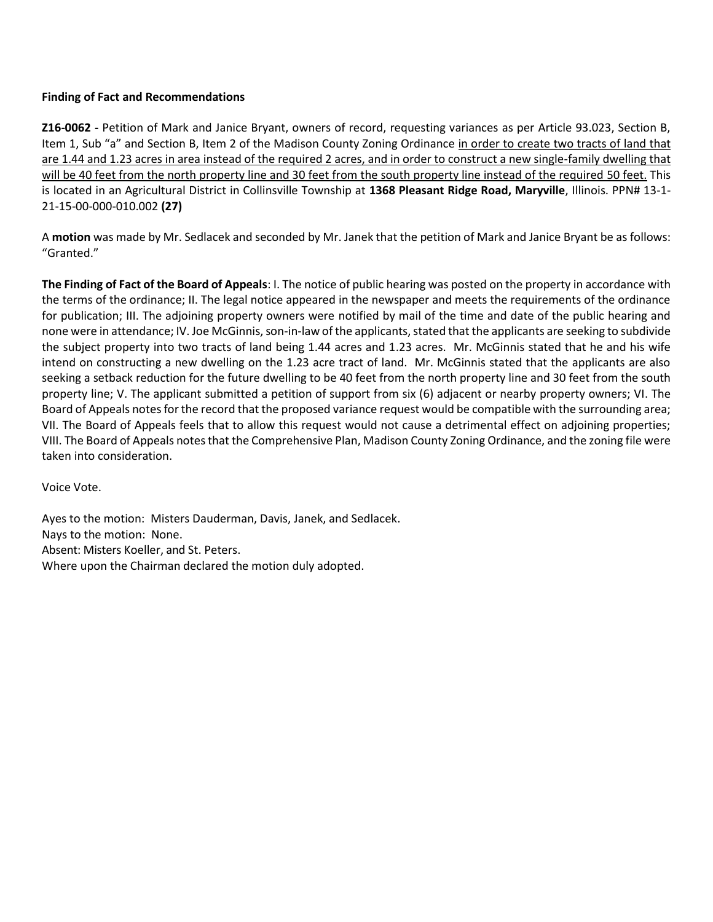**Finding of Fact and Recommendations**

**Z16-0062 -** Petition of Mark and Janice Bryant, owners of record, requesting variances as per Article 93.023, Section B, Item 1, Sub "a" and Section B, Item 2 of the Madison County Zoning Ordinance <u>in order to create two tracts of land that are 1.44 and 1.23 acres in area instead of the required 2 acres, and in order to construct a new single-family dwelling that will be 40 feet from the north property line and 30 feet from the south property line instead of the required 50 feet.</u> This is located in an Agricultural District in Collinsville Township at **1368 Pleasant Ridge Road, Maryville**, Illinois. PPN# 13-1-21-15-00-000-010.002 **(27)**

A **motion** was made by Mr. Sedlacek and seconded by Mr. Janek that the petition of Mark and Janice Bryant be as follows: "Granted."

**The Finding of Fact of the Board of Appeals**: I. The notice of public hearing was posted on the property in accordance with the terms of the ordinance; II. The legal notice appeared in the newspaper and meets the requirements of the ordinance for publication; III. The adjoining property owners were notified by mail of the time and date of the public hearing and none were in attendance; IV. Joe McGinnis, son-in-law of the applicants, stated that the applicants are seeking to subdivide the subject property into two tracts of land being 1.44 acres and 1.23 acres. Mr. McGinnis stated that he and his wife intend on constructing a new dwelling on the 1.23 acre tract of land. Mr. McGinnis stated that the applicants are also seeking a setback reduction for the future dwelling to be 40 feet from the north property line and 30 feet from the south property line; V. The applicant submitted a petition of support from six (6) adjacent or nearby property owners; VI. The Board of Appeals notes for the record that the proposed variance request would be compatible with the surrounding area; VII. The Board of Appeals feels that to allow this request would not cause a detrimental effect on adjoining properties; VIII. The Board of Appeals notes that the Comprehensive Plan, Madison County Zoning Ordinance, and the zoning file were taken into consideration.

Voice Vote.

Ayes to the motion: Misters Dauderman, Davis, Janek, and Sedlacek.
Nays to the motion: None.
Absent: Misters Koeller, and St. Peters.
Where upon the Chairman declared the motion duly adopted.